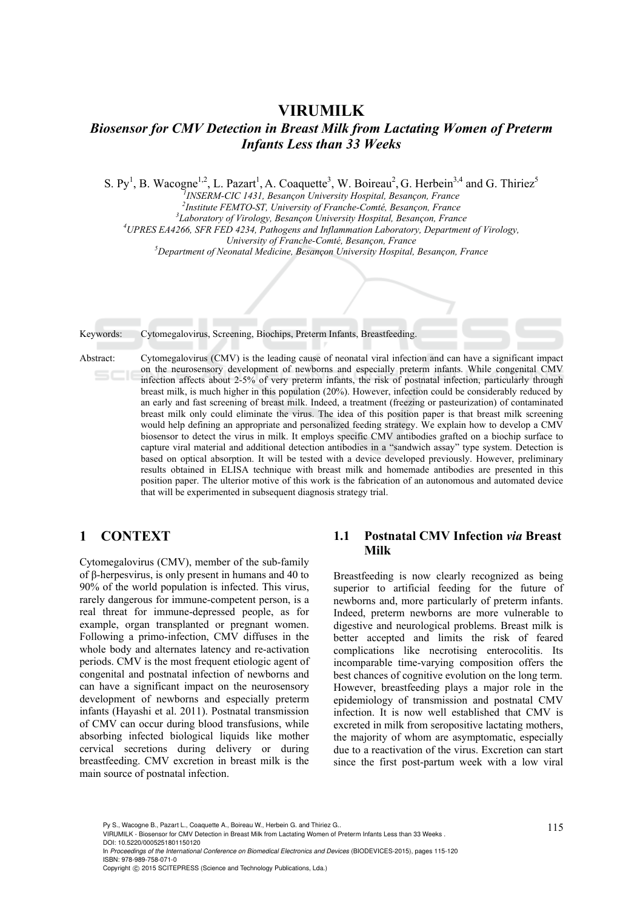# VIRUMILK

## *Biosensor for CMV Detection in Breast Milk from Lactating Women of Preterm Infants Less than 33 Weeks*

S. Py[1], B. Wacogne[1,2], L. Pazart[1], A. Coaquette[3], W. Boireau[2], G. Herbein[3,4] and G. Thiriez[5]

[1]*INSERM-CIC 1431, Besançon University Hospital, Besançon, France*
[2]*Institute FEMTO-ST, University of Franche-Comté, Besançon, France*
[3]*Laboratory of Virology, Besançon University Hospital, Besançon, France*
[4]*UPRES EA4266, SFR FED 4234, Pathogens and Inflammation Laboratory, Department of Virology, University of Franche-Comté, Besançon, France*
[5]*Department of Neonatal Medicine, Besançon University Hospital, Besançon, France*

Keywords: Cytomegalovirus, Screening, Biochips, Preterm Infants, Breastfeeding.

Abstract: Cytomegalovirus (CMV) is the leading cause of neonatal viral infection and can have a significant impact on the neurosensory development of newborns and especially preterm infants. While congenital CMV infection affects about 2-5% of very preterm infants, the risk of postnatal infection, particularly through breast milk, is much higher in this population (20%). However, infection could be considerably reduced by an early and fast screening of breast milk. Indeed, a treatment (freezing or pasteurization) of contaminated breast milk only could eliminate the virus. The idea of this position paper is that breast milk screening would help defining an appropriate and personalized feeding strategy. We explain how to develop a CMV biosensor to detect the virus in milk. It employs specific CMV antibodies grafted on a biochip surface to capture viral material and additional detection antibodies in a "sandwich assay" type system. Detection is based on optical absorption. It will be tested with a device developed previously. However, preliminary results obtained in ELISA technique with breast milk and homemade antibodies are presented in this position paper. The ulterior motive of this work is the fabrication of an autonomous and automated device that will be experimented in subsequent diagnosis strategy trial.

## 1 CONTEXT

Cytomegalovirus (CMV), member of the sub-family of β-herpesvirus, is only present in humans and 40 to 90% of the world population is infected. This virus, rarely dangerous for immune-competent person, is a real threat for immune-depressed people, as for example, organ transplanted or pregnant women. Following a primo-infection, CMV diffuses in the whole body and alternates latency and re-activation periods. CMV is the most frequent etiologic agent of congenital and postnatal infection of newborns and can have a significant impact on the neurosensory development of newborns and especially preterm infants (Hayashi et al. 2011). Postnatal transmission of CMV can occur during blood transfusions, while absorbing infected biological liquids like mother cervical secretions during delivery or during breastfeeding. CMV excretion in breast milk is the main source of postnatal infection.

### 1.1 Postnatal CMV Infection *via* Breast Milk

Breastfeeding is now clearly recognized as being superior to artificial feeding for the future of newborns and, more particularly of preterm infants. Indeed, preterm newborns are more vulnerable to digestive and neurological problems. Breast milk is better accepted and limits the risk of feared complications like necrotising enterocolitis. Its incomparable time-varying composition offers the best chances of cognitive evolution on the long term. However, breastfeeding plays a major role in the epidemiology of transmission and postnatal CMV infection. It is now well established that CMV is excreted in milk from seropositive lactating mothers, the majority of whom are asymptomatic, especially due to a reactivation of the virus. Excretion can start since the first post-partum week with a low viral

Py S., Wacogne B., Pazart L., Coaquette A., Boireau W., Herbein G. and Thiriez G..
VIRUMILK - Biosensor for CMV Detection in Breast Milk from Lactating Women of Preterm Infants Less than 33 Weeks .
DOI: 10.5220/0005251801150120
In *Proceedings of the International Conference on Biomedical Electronics and Devices* (BIODEVICES-2015), pages 115-120
ISBN: 978-989-758-071-0
Copyright © 2015 SCITEPRESS (Science and Technology Publications, Lda.)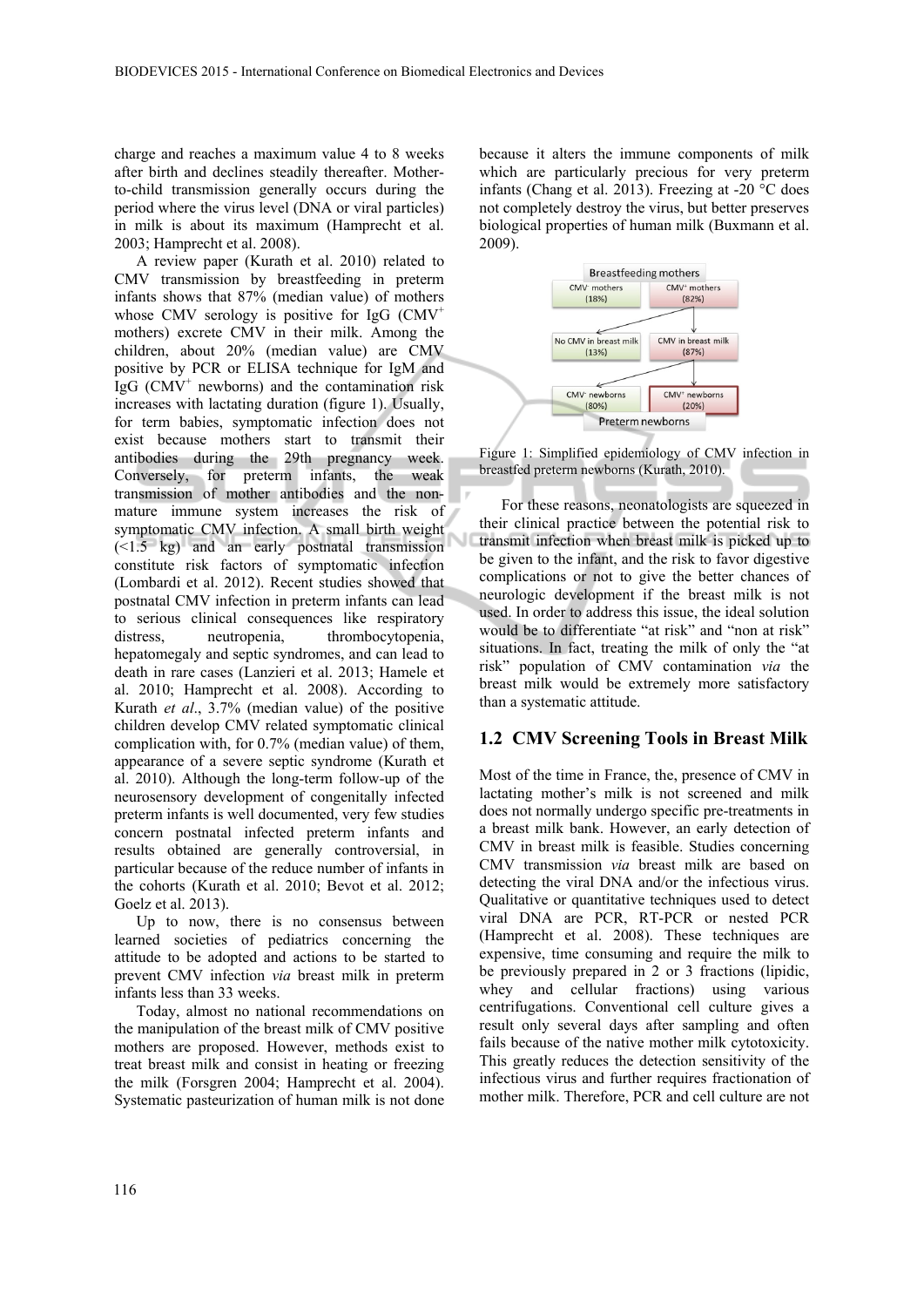charge and reaches a maximum value 4 to 8 weeks after birth and declines steadily thereafter. Mother-to-child transmission generally occurs during the period where the virus level (DNA or viral particles) in milk is about its maximum (Hamprecht et al. 2003; Hamprecht et al. 2008).

A review paper (Kurath et al. 2010) related to CMV transmission by breastfeeding in preterm infants shows that 87% (median value) of mothers whose CMV serology is positive for IgG (CMV$^+$ mothers) excrete CMV in their milk. Among the children, about 20% (median value) are CMV positive by PCR or ELISA technique for IgM and IgG (CMV$^+$ newborns) and the contamination risk increases with lactating duration (figure 1). Usually, for term babies, symptomatic infection does not exist because mothers start to transmit their antibodies during the 29th pregnancy week. Conversely, for preterm infants, the weak transmission of mother antibodies and the non-mature immune system increases the risk of symptomatic CMV infection. A small birth weight (<1.5 kg) and an early postnatal transmission constitute risk factors of symptomatic infection (Lombardi et al. 2012). Recent studies showed that postnatal CMV infection in preterm infants can lead to serious clinical consequences like respiratory distress, neutropenia, thrombocytopenia, hepatomegaly and septic syndromes, and can lead to death in rare cases (Lanzieri et al. 2013; Hamele et al. 2010; Hamprecht et al. 2008). According to Kurath *et al*., 3.7% (median value) of the positive children develop CMV related symptomatic clinical complication with, for 0.7% (median value) of them, appearance of a severe septic syndrome (Kurath et al. 2010). Although the long-term follow-up of the neurosensory development of congenitally infected preterm infants is well documented, very few studies concern postnatal infected preterm infants and results obtained are generally controversial, in particular because of the reduce number of infants in the cohorts (Kurath et al. 2010; Bevot et al. 2012; Goelz et al. 2013).

Up to now, there is no consensus between learned societies of pediatrics concerning the attitude to be adopted and actions to be started to prevent CMV infection *via* breast milk in preterm infants less than 33 weeks.

Today, almost no national recommendations on the manipulation of the breast milk of CMV positive mothers are proposed. However, methods exist to treat breast milk and consist in heating or freezing the milk (Forsgren 2004; Hamprecht et al. 2004). Systematic pasteurization of human milk is not done because it alters the immune components of milk which are particularly precious for very preterm infants (Chang et al. 2013). Freezing at -20 °C does not completely destroy the virus, but better preserves biological properties of human milk (Buxmann et al. 2009).

Breastfeeding mothers
CMV$^-$ mothers (18%) | CMV$^+$ mothers (82%)
No CMV in breast milk (13%) | CMV in breast milk (87%)
CMV$^-$ newborns (80%) | CMV$^+$ newborns (20%)
Preterm newborns

Figure 1: Simplified epidemiology of CMV infection in breastfed preterm newborns (Kurath, 2010).

For these reasons, neonatologists are squeezed in their clinical practice between the potential risk to transmit infection when breast milk is picked up to be given to the infant, and the risk to favor digestive complications or not to give the better chances of neurologic development if the breast milk is not used. In order to address this issue, the ideal solution would be to differentiate "at risk" and "non at risk" situations. In fact, treating the milk of only the "at risk" population of CMV contamination *via* the breast milk would be extremely more satisfactory than a systematic attitude.

## 1.2 CMV Screening Tools in Breast Milk

Most of the time in France, the, presence of CMV in lactating mother's milk is not screened and milk does not normally undergo specific pre-treatments in a breast milk bank. However, an early detection of CMV in breast milk is feasible. Studies concerning CMV transmission *via* breast milk are based on detecting the viral DNA and/or the infectious virus. Qualitative or quantitative techniques used to detect viral DNA are PCR, RT-PCR or nested PCR (Hamprecht et al. 2008). These techniques are expensive, time consuming and require the milk to be previously prepared in 2 or 3 fractions (lipidic, whey and cellular fractions) using various centrifugations. Conventional cell culture gives a result only several days after sampling and often fails because of the native mother milk cytotoxicity. This greatly reduces the detection sensitivity of the infectious virus and further requires fractionation of mother milk. Therefore, PCR and cell culture are not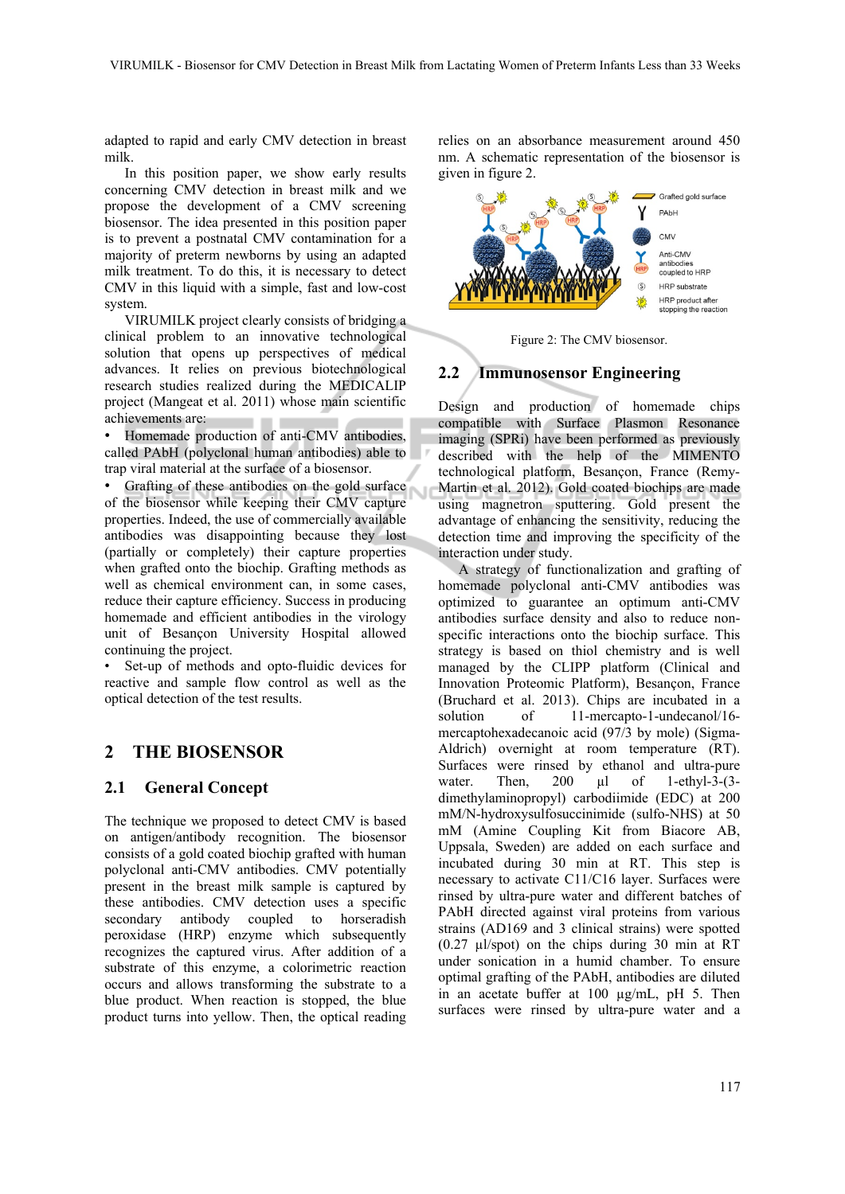adapted to rapid and early CMV detection in breast milk.

In this position paper, we show early results concerning CMV detection in breast milk and we propose the development of a CMV screening biosensor. The idea presented in this position paper is to prevent a postnatal CMV contamination for a majority of preterm newborns by using an adapted milk treatment. To do this, it is necessary to detect CMV in this liquid with a simple, fast and low-cost system.

VIRUMILK project clearly consists of bridging a clinical problem to an innovative technological solution that opens up perspectives of medical advances. It relies on previous biotechnological research studies realized during the MEDICALIP project (Mangeat et al. 2011) whose main scientific achievements are:

- Homemade production of anti-CMV antibodies, called PAbH (polyclonal human antibodies) able to trap viral material at the surface of a biosensor.
- Grafting of these antibodies on the gold surface of the biosensor while keeping their CMV capture properties. Indeed, the use of commercially available antibodies was disappointing because they lost (partially or completely) their capture properties when grafted onto the biochip. Grafting methods as well as chemical environment can, in some cases, reduce their capture efficiency. Success in producing homemade and efficient antibodies in the virology unit of Besançon University Hospital allowed continuing the project.
- Set-up of methods and opto-fluidic devices for reactive and sample flow control as well as the optical detection of the test results.

# 2 THE BIOSENSOR

## 2.1 General Concept

The technique we proposed to detect CMV is based on antigen/antibody recognition. The biosensor consists of a gold coated biochip grafted with human polyclonal anti-CMV antibodies. CMV potentially present in the breast milk sample is captured by these antibodies. CMV detection uses a specific secondary antibody coupled to horseradish peroxidase (HRP) enzyme which subsequently recognizes the captured virus. After addition of a substrate of this enzyme, a colorimetric reaction occurs and allows transforming the substrate to a blue product. When reaction is stopped, the blue product turns into yellow. Then, the optical reading relies on an absorbance measurement around 450 nm. A schematic representation of the biosensor is given in figure 2.

Figure 2: The CMV biosensor.

## 2.2 Immunosensor Engineering

Design and production of homemade chips compatible with Surface Plasmon Resonance imaging (SPRi) have been performed as previously described with the help of the MIMENTO technological platform, Besançon, France (Remy-Martin et al. 2012). Gold coated biochips are made using magnetron sputtering. Gold present the advantage of enhancing the sensitivity, reducing the detection time and improving the specificity of the interaction under study.

A strategy of functionalization and grafting of homemade polyclonal anti-CMV antibodies was optimized to guarantee an optimum anti-CMV antibodies surface density and also to reduce non-specific interactions onto the biochip surface. This strategy is based on thiol chemistry and is well managed by the CLIPP platform (Clinical and Innovation Proteomic Platform), Besançon, France (Bruchard et al. 2013). Chips are incubated in a solution of 11-mercapto-1-undecanol/16-mercaptohexadecanoic acid (97/3 by mole) (Sigma-Aldrich) overnight at room temperature (RT). Surfaces were rinsed by ethanol and ultra-pure water. Then, 200 µl of 1-ethyl-3-(3-dimethylaminopropyl) carbodiimide (EDC) at 200 mM/N-hydroxysulfosuccinimide (sulfo-NHS) at 50 mM (Amine Coupling Kit from Biacore AB, Uppsala, Sweden) are added on each surface and incubated during 30 min at RT. This step is necessary to activate C11/C16 layer. Surfaces were rinsed by ultra-pure water and different batches of PAbH directed against viral proteins from various strains (AD169 and 3 clinical strains) were spotted (0.27 µl/spot) on the chips during 30 min at RT under sonication in a humid chamber. To ensure optimal grafting of the PAbH, antibodies are diluted in an acetate buffer at 100 µg/mL, pH 5. Then surfaces were rinsed by ultra-pure water and a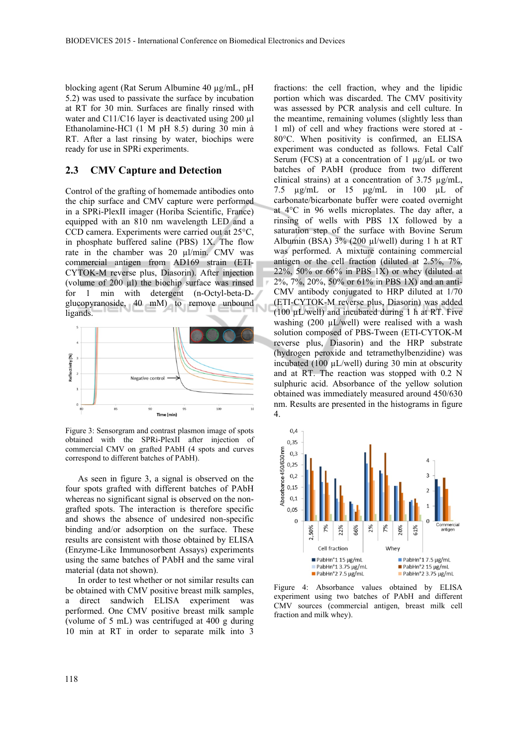blocking agent (Rat Serum Albumine 40 µg/mL, pH 5.2) was used to passivate the surface by incubation at RT for 30 min. Surfaces are finally rinsed with water and C11/C16 layer is deactivated using 200 µl Ethanolamine-HCl (1 M pH 8.5) during 30 min à RT. After a last rinsing by water, biochips were ready for use in SPRi experiments.

### 2.3 CMV Capture and Detection

Control of the grafting of homemade antibodies onto the chip surface and CMV capture were performed in a SPRi-PlexII imager (Horiba Scientific, France) equipped with an 810 nm wavelength LED and a CCD camera. Experiments were carried out at 25°C, in phosphate buffered saline (PBS) 1X. The flow rate in the chamber was 20 µl/min. CMV was commercial antigen from AD169 strain (ETI-CYTOK-M reverse plus, Diasorin). After injection (volume of 200 µl) the biochip surface was rinsed for 1 min with detergent (n-Octyl-beta-D-glucopyranoside, 40 mM) to remove unbound ligands.

Figure 3: Sensorgram and contrast plasmon image of spots obtained with the SPRi-PlexII after injection of commercial CMV on grafted PAbH (4 spots and curves correspond to different batches of PAbH).

As seen in figure 3, a signal is observed on the four spots grafted with different batches of PAbH whereas no significant signal is observed on the non-grafted spots. The interaction is therefore specific and shows the absence of undesired non-specific binding and/or adsorption on the surface. These results are consistent with those obtained by ELISA (Enzyme-Like Immunosorbent Assays) experiments using the same batches of PAbH and the same viral material (data not shown).

In order to test whether or not similar results can be obtained with CMV positive breast milk samples, a direct sandwich ELISA experiment was performed. One CMV positive breast milk sample (volume of 5 mL) was centrifuged at 400 g during 10 min at RT in order to separate milk into 3 fractions: the cell fraction, whey and the lipidic portion which was discarded. The CMV positivity was assessed by PCR analysis and cell culture. In the meantime, remaining volumes (slightly less than 1 ml) of cell and whey fractions were stored at -80°C. When positivity is confirmed, an ELISA experiment was conducted as follows. Fetal Calf Serum (FCS) at a concentration of 1 µg/µL or two batches of PAbH (produce from two different clinical strains) at a concentration of 3.75 µg/mL, 7.5 µg/mL or 15 µg/mL in 100 µL of carbonate/bicarbonate buffer were coated overnight at 4°C in 96 wells microplates. The day after, a rinsing of wells with PBS 1X followed by a saturation step of the surface with Bovine Serum Albumin (BSA) 3% (200 µl/well) during 1 h at RT was performed. A mixture containing commercial antigen or the cell fraction (diluted at 2.5%, 7%, 22%, 50% or 66% in PBS 1X) or whey (diluted at 2%, 7%, 20%, 50% or 61% in PBS 1X) and an anti-CMV antibody conjugated to HRP diluted at 1/70 (ETI-CYTOK-M reverse plus, Diasorin) was added (100 µL/well) and incubated during 1 h at RT. Five washing (200 µL/well) were realised with a wash solution composed of PBS-Tween (ETI-CYTOK-M reverse plus, Diasorin) and the HRP substrate (hydrogen peroxide and tetramethylbenzidine) was incubated (100 µL/well) during 30 min at obscurity and at RT. The reaction was stopped with 0.2 N sulphuric acid. Absorbance of the yellow solution obtained was immediately measured around 450/630 nm. Results are presented in the histograms in figure 4.

Figure 4: Absorbance values obtained by ELISA experiment using two batches of PAbH and different CMV sources (commercial antigen, breast milk cell fraction and milk whey).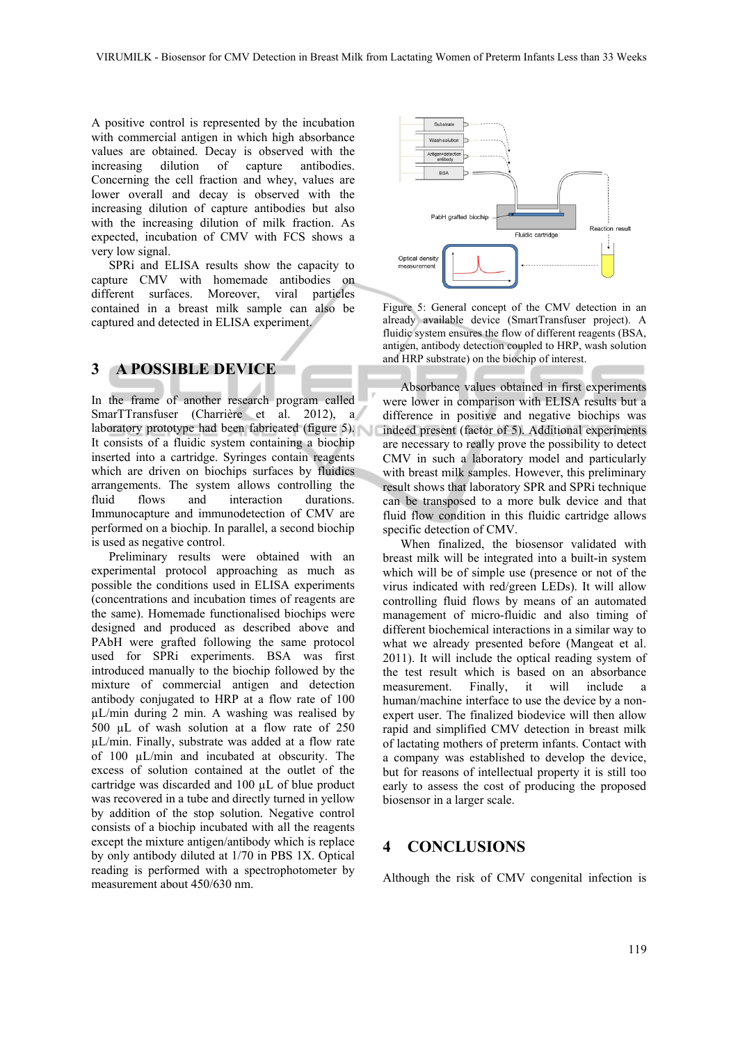A positive control is represented by the incubation with commercial antigen in which high absorbance values are obtained. Decay is observed with the increasing dilution of capture antibodies. Concerning the cell fraction and whey, values are lower overall and decay is observed with the increasing dilution of capture antibodies but also with the increasing dilution of milk fraction. As expected, incubation of CMV with FCS shows a very low signal.

SPRi and ELISA results show the capacity to capture CMV with homemade antibodies on different surfaces. Moreover, viral particles contained in a breast milk sample can also be captured and detected in ELISA experiment.

## 3 A POSSIBLE DEVICE

In the frame of another research program called SmarTTransfuser (Charrière et al. 2012), a laboratory prototype had been fabricated (figure 5). It consists of a fluidic system containing a biochip inserted into a cartridge. Syringes contain reagents which are driven on biochips surfaces by fluidics arrangements. The system allows controlling the fluid flows and interaction durations. Immunocapture and immunodetection of CMV are performed on a biochip. In parallel, a second biochip is used as negative control.

Preliminary results were obtained with an experimental protocol approaching as much as possible the conditions used in ELISA experiments (concentrations and incubation times of reagents are the same). Homemade functionalised biochips were designed and produced as described above and PAbH were grafted following the same protocol used for SPRi experiments. BSA was first introduced manually to the biochip followed by the mixture of commercial antigen and detection antibody conjugated to HRP at a flow rate of 100 µL/min during 2 min. A washing was realised by 500 µL of wash solution at a flow rate of 250 µL/min. Finally, substrate was added at a flow rate of 100 µL/min and incubated at obscurity. The excess of solution contained at the outlet of the cartridge was discarded and 100 µL of blue product was recovered in a tube and directly turned in yellow by addition of the stop solution. Negative control consists of a biochip incubated with all the reagents except the mixture antigen/antibody which is replace by only antibody diluted at 1/70 in PBS 1X. Optical reading is performed with a spectrophotometer by measurement about 450/630 nm.

Substrate
Wash solution
Antigen+detection antibody
BSA
PabH grafted biochip
Fluidic cartridge
Reaction result
Optical density measurement

Figure 5: General concept of the CMV detection in an already available device (SmartTransfuser project). A fluidic system ensures the flow of different reagents (BSA, antigen, antibody detection coupled to HRP, wash solution and HRP substrate) on the biochip of interest.

Absorbance values obtained in first experiments were lower in comparison with ELISA results but a difference in positive and negative biochips was indeed present (factor of 5). Additional experiments are necessary to really prove the possibility to detect CMV in such a laboratory model and particularly with breast milk samples. However, this preliminary result shows that laboratory SPR and SPRi technique can be transposed to a more bulk device and that fluid flow condition in this fluidic cartridge allows specific detection of CMV.

When finalized, the biosensor validated with breast milk will be integrated into a built-in system which will be of simple use (presence or not of the virus indicated with red/green LEDs). It will allow controlling fluid flows by means of an automated management of micro-fluidic and also timing of different biochemical interactions in a similar way to what we already presented before (Mangeat et al. 2011). It will include the optical reading system of the test result which is based on an absorbance measurement. Finally, it will include a human/machine interface to use the device by a non-expert user. The finalized biodevice will then allow rapid and simplified CMV detection in breast milk of lactating mothers of preterm infants. Contact with a company was established to develop the device, but for reasons of intellectual property it is still too early to assess the cost of producing the proposed biosensor in a larger scale.

## 4 CONCLUSIONS

Although the risk of CMV congenital infection is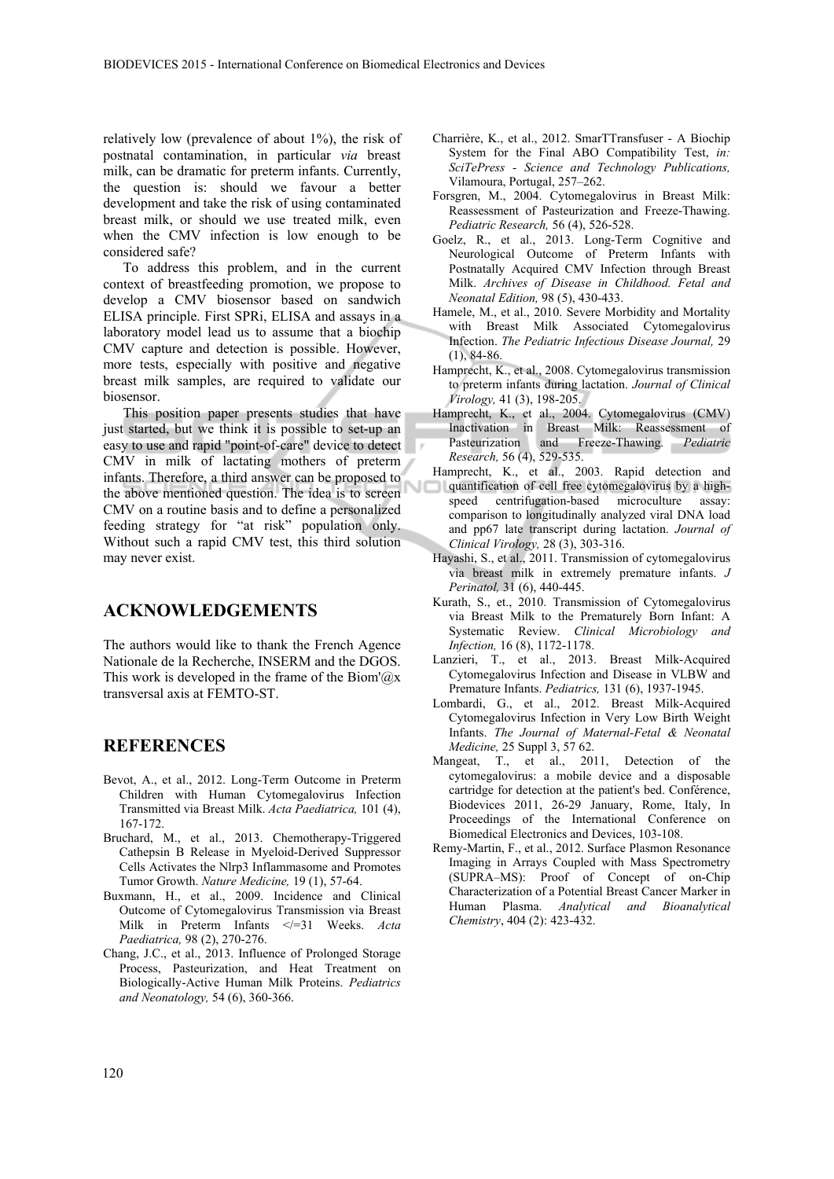relatively low (prevalence of about 1%), the risk of postnatal contamination, in particular *via* breast milk, can be dramatic for preterm infants. Currently, the question is: should we favour a better development and take the risk of using contaminated breast milk, or should we use treated milk, even when the CMV infection is low enough to be considered safe?

To address this problem, and in the current context of breastfeeding promotion, we propose to develop a CMV biosensor based on sandwich ELISA principle. First SPRi, ELISA and assays in a laboratory model lead us to assume that a biochip CMV capture and detection is possible. However, more tests, especially with positive and negative breast milk samples, are required to validate our biosensor.

This position paper presents studies that have just started, but we think it is possible to set-up an easy to use and rapid "point-of-care" device to detect CMV in milk of lactating mothers of preterm infants. Therefore, a third answer can be proposed to the above mentioned question. The idea is to screen CMV on a routine basis and to define a personalized feeding strategy for "at risk" population only. Without such a rapid CMV test, this third solution may never exist.

## ACKNOWLEDGEMENTS

The authors would like to thank the French Agence Nationale de la Recherche, INSERM and the DGOS. This work is developed in the frame of the Biom'@x transversal axis at FEMTO-ST.

## REFERENCES

Bevot, A., et al., 2012. Long-Term Outcome in Preterm Children with Human Cytomegalovirus Infection Transmitted via Breast Milk. *Acta Paediatrica,* 101 (4), 167-172.

Bruchard, M., et al., 2013. Chemotherapy-Triggered Cathepsin B Release in Myeloid-Derived Suppressor Cells Activates the Nlrp3 Inflammasome and Promotes Tumor Growth. *Nature Medicine,* 19 (1), 57-64.

Buxmann, H., et al., 2009. Incidence and Clinical Outcome of Cytomegalovirus Transmission via Breast Milk in Preterm Infants </=31 Weeks. *Acta Paediatrica,* 98 (2), 270-276.

Chang, J.C., et al., 2013. Influence of Prolonged Storage Process, Pasteurization, and Heat Treatment on Biologically-Active Human Milk Proteins. *Pediatrics and Neonatology,* 54 (6), 360-366.

Charrière, K., et al., 2012. SmarTTransfuser - A Biochip System for the Final ABO Compatibility Test, *in: SciTePress - Science and Technology Publications,* Vilamoura, Portugal, 257–262.

Forsgren, M., 2004. Cytomegalovirus in Breast Milk: Reassessment of Pasteurization and Freeze-Thawing. *Pediatric Research,* 56 (4), 526-528.

Goelz, R., et al., 2013. Long-Term Cognitive and Neurological Outcome of Preterm Infants with Postnatally Acquired CMV Infection through Breast Milk. *Archives of Disease in Childhood. Fetal and Neonatal Edition,* 98 (5), 430-433.

Hamele, M., et al., 2010. Severe Morbidity and Mortality with Breast Milk Associated Cytomegalovirus Infection. *The Pediatric Infectious Disease Journal,* 29 (1), 84-86.

Hamprecht, K., et al., 2008. Cytomegalovirus transmission to preterm infants during lactation. *Journal of Clinical Virology,* 41 (3), 198-205.

Hamprecht, K., et al., 2004. Cytomegalovirus (CMV) Inactivation in Breast Milk: Reassessment of Pasteurization and Freeze-Thawing. *Pediatric Research,* 56 (4), 529-535.

Hamprecht, K., et al., 2003. Rapid detection and quantification of cell free cytomegalovirus by a high-speed centrifugation-based microculture assay: comparison to longitudinally analyzed viral DNA load and pp67 late transcript during lactation. *Journal of Clinical Virology,* 28 (3), 303-316.

Hayashi, S., et al., 2011. Transmission of cytomegalovirus via breast milk in extremely premature infants. *J Perinatol,* 31 (6), 440-445.

Kurath, S., et., 2010. Transmission of Cytomegalovirus via Breast Milk to the Prematurely Born Infant: A Systematic Review. *Clinical Microbiology and Infection,* 16 (8), 1172-1178.

Lanzieri, T., et al., 2013. Breast Milk-Acquired Cytomegalovirus Infection and Disease in VLBW and Premature Infants. *Pediatrics,* 131 (6), 1937-1945.

Lombardi, G., et al., 2012. Breast Milk-Acquired Cytomegalovirus Infection in Very Low Birth Weight Infants. *The Journal of Maternal-Fetal & Neonatal Medicine,* 25 Suppl 3, 57 62.

Mangeat, T., et al., 2011, Detection of the cytomegalovirus: a mobile device and a disposable cartridge for detection at the patient's bed. Conférence, Biodevices 2011, 26-29 January, Rome, Italy, In Proceedings of the International Conference on Biomedical Electronics and Devices, 103-108.

Remy-Martin, F., et al., 2012. Surface Plasmon Resonance Imaging in Arrays Coupled with Mass Spectrometry (SUPRA–MS): Proof of Concept of on-Chip Characterization of a Potential Breast Cancer Marker in Human Plasma. *Analytical and Bioanalytical Chemistry*, 404 (2): 423-432.